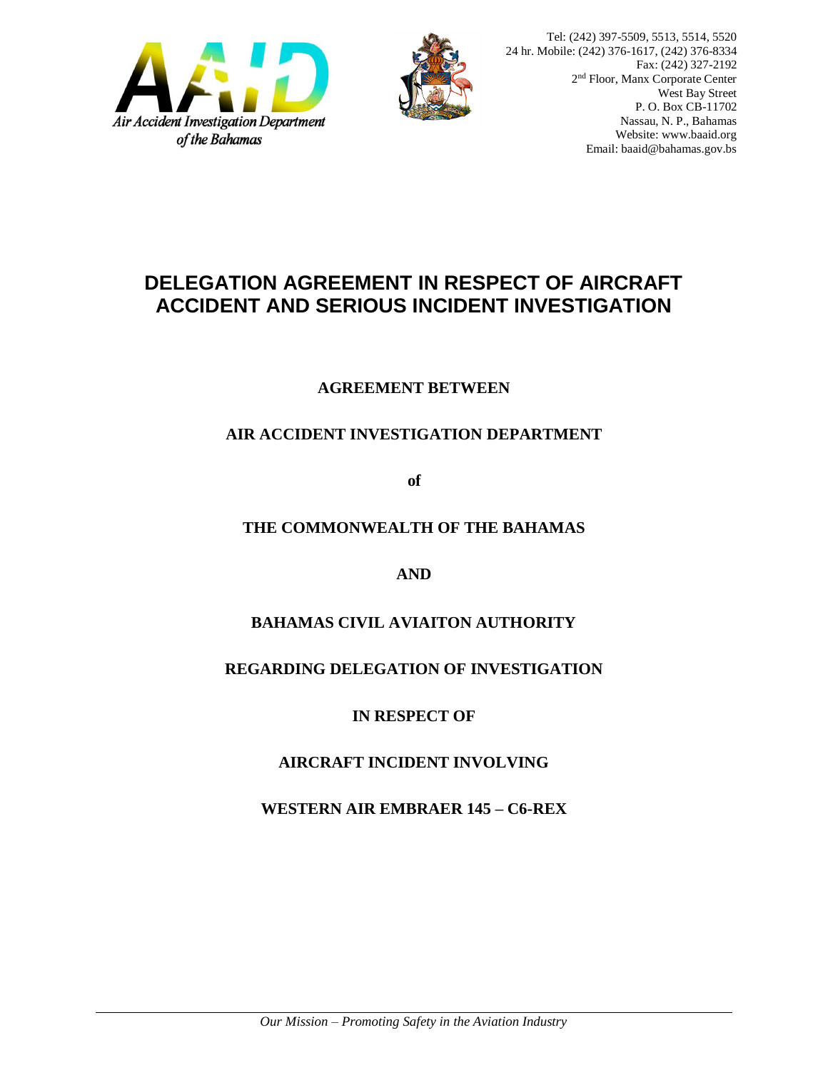Air Accident Investigation Department of the Bahamas

Tel: (242) 397-5509, 5513, 5514, 5520
24 hr. Mobile: (242) 376-1617, (242) 376-8334
Fax: (242) 327-2192
2nd Floor, Manx Corporate Center
West Bay Street
P. O. Box CB-11702
Nassau, N. P., Bahamas
Website: www.baaid.org
Email: baaid@bahamas.gov.bs

# DELEGATION AGREEMENT IN RESPECT OF AIRCRAFT ACCIDENT AND SERIOUS INCIDENT INVESTIGATION

**AGREEMENT BETWEEN**

**AIR ACCIDENT INVESTIGATION DEPARTMENT**

**of**

**THE COMMONWEALTH OF THE BAHAMAS**

**AND**

**BAHAMAS CIVIL AVIAITON AUTHORITY**

**REGARDING DELEGATION OF INVESTIGATION**

**IN RESPECT OF**

**AIRCRAFT INCIDENT INVOLVING**

**WESTERN AIR EMBRAER 145 – C6-REX**

*Our Mission – Promoting Safety in the Aviation Industry*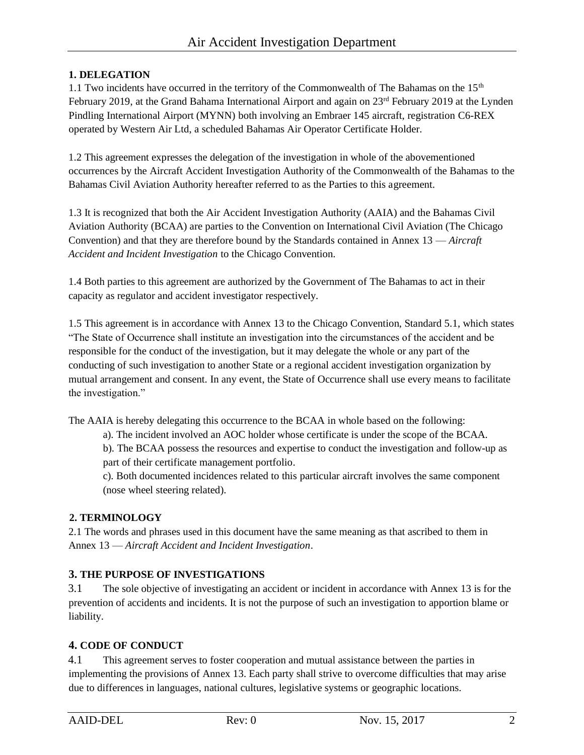## 1. DELEGATION

1.1 Two incidents have occurred in the territory of the Commonwealth of The Bahamas on the 15th February 2019, at the Grand Bahama International Airport and again on 23rd February 2019 at the Lynden Pindling International Airport (MYNN) both involving an Embraer 145 aircraft, registration C6-REX operated by Western Air Ltd, a scheduled Bahamas Air Operator Certificate Holder.

1.2 This agreement expresses the delegation of the investigation in whole of the abovementioned occurrences by the Aircraft Accident Investigation Authority of the Commonwealth of the Bahamas to the Bahamas Civil Aviation Authority hereafter referred to as the Parties to this agreement.

1.3 It is recognized that both the Air Accident Investigation Authority (AAIA) and the Bahamas Civil Aviation Authority (BCAA) are parties to the Convention on International Civil Aviation (The Chicago Convention) and that they are therefore bound by the Standards contained in Annex 13 — *Aircraft Accident and Incident Investigation* to the Chicago Convention.

1.4 Both parties to this agreement are authorized by the Government of The Bahamas to act in their capacity as regulator and accident investigator respectively.

1.5 This agreement is in accordance with Annex 13 to the Chicago Convention, Standard 5.1, which states "The State of Occurrence shall institute an investigation into the circumstances of the accident and be responsible for the conduct of the investigation, but it may delegate the whole or any part of the conducting of such investigation to another State or a regional accident investigation organization by mutual arrangement and consent. In any event, the State of Occurrence shall use every means to facilitate the investigation."

The AAIA is hereby delegating this occurrence to the BCAA in whole based on the following:

a). The incident involved an AOC holder whose certificate is under the scope of the BCAA.

b). The BCAA possess the resources and expertise to conduct the investigation and follow-up as part of their certificate management portfolio.

c). Both documented incidences related to this particular aircraft involves the same component (nose wheel steering related).

## 2. TERMINOLOGY

2.1 The words and phrases used in this document have the same meaning as that ascribed to them in Annex 13 — *Aircraft Accident and Incident Investigation*.

## 3. THE PURPOSE OF INVESTIGATIONS

3.1 The sole objective of investigating an accident or incident in accordance with Annex 13 is for the prevention of accidents and incidents. It is not the purpose of such an investigation to apportion blame or liability.

## 4. CODE OF CONDUCT

4.1 This agreement serves to foster cooperation and mutual assistance between the parties in implementing the provisions of Annex 13. Each party shall strive to overcome difficulties that may arise due to differences in languages, national cultures, legislative systems or geographic locations.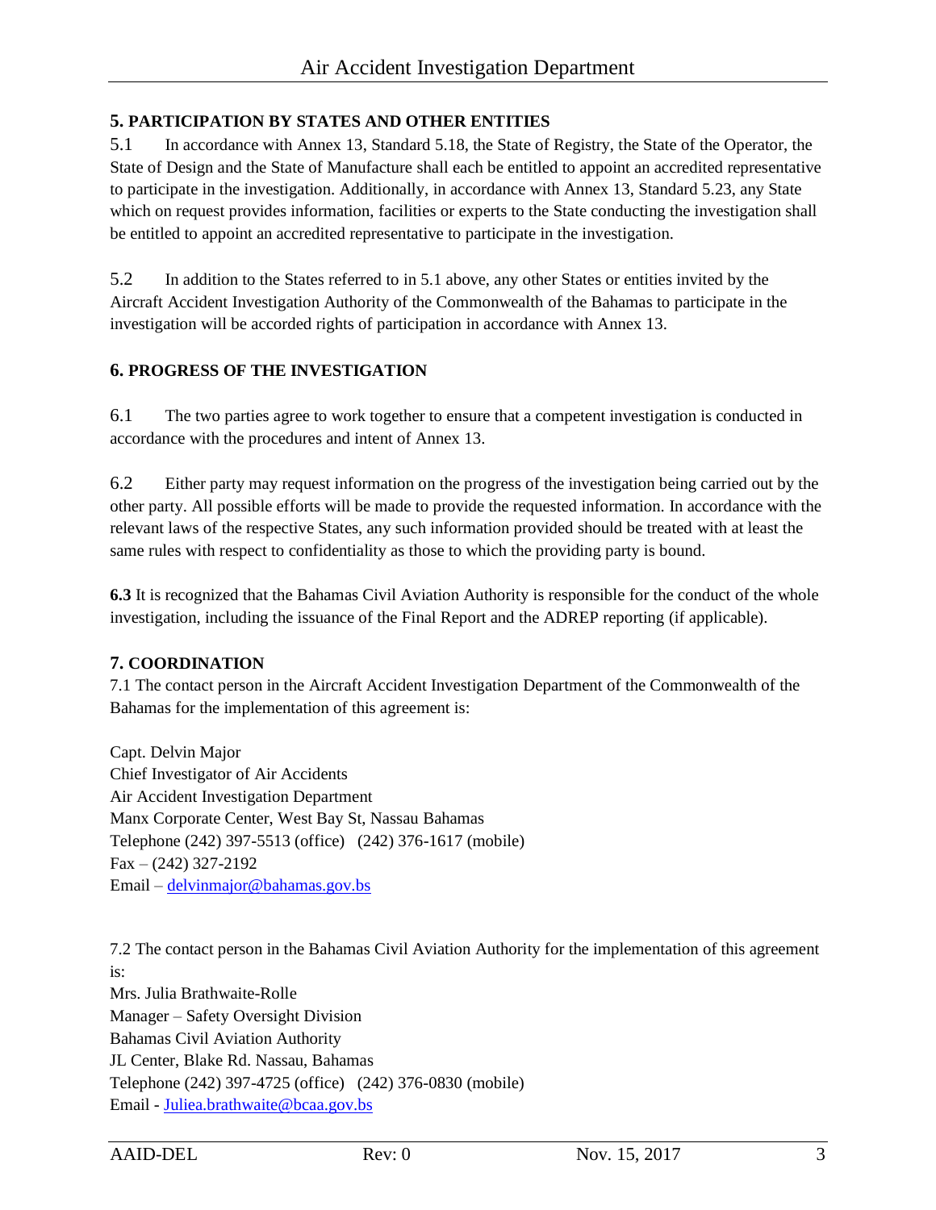## 5. PARTICIPATION BY STATES AND OTHER ENTITIES

5.1 In accordance with Annex 13, Standard 5.18, the State of Registry, the State of the Operator, the State of Design and the State of Manufacture shall each be entitled to appoint an accredited representative to participate in the investigation. Additionally, in accordance with Annex 13, Standard 5.23, any State which on request provides information, facilities or experts to the State conducting the investigation shall be entitled to appoint an accredited representative to participate in the investigation.

5.2 In addition to the States referred to in 5.1 above, any other States or entities invited by the Aircraft Accident Investigation Authority of the Commonwealth of the Bahamas to participate in the investigation will be accorded rights of participation in accordance with Annex 13.

## 6. PROGRESS OF THE INVESTIGATION

6.1 The two parties agree to work together to ensure that a competent investigation is conducted in accordance with the procedures and intent of Annex 13.

6.2 Either party may request information on the progress of the investigation being carried out by the other party. All possible efforts will be made to provide the requested information. In accordance with the relevant laws of the respective States, any such information provided should be treated with at least the same rules with respect to confidentiality as those to which the providing party is bound.

**6.3** It is recognized that the Bahamas Civil Aviation Authority is responsible for the conduct of the whole investigation, including the issuance of the Final Report and the ADREP reporting (if applicable).

## 7. COORDINATION

7.1 The contact person in the Aircraft Accident Investigation Department of the Commonwealth of the Bahamas for the implementation of this agreement is:

Capt. Delvin Major
Chief Investigator of Air Accidents
Air Accident Investigation Department
Manx Corporate Center, West Bay St, Nassau Bahamas
Telephone (242) 397-5513 (office) (242) 376-1617 (mobile)
Fax – (242) 327-2192
Email – delvinmajor@bahamas.gov.bs

7.2 The contact person in the Bahamas Civil Aviation Authority for the implementation of this agreement is:
Mrs. Julia Brathwaite-Rolle
Manager – Safety Oversight Division
Bahamas Civil Aviation Authority
JL Center, Blake Rd. Nassau, Bahamas
Telephone (242) 397-4725 (office) (242) 376-0830 (mobile)
Email - Juliea.brathwaite@bcaa.gov.bs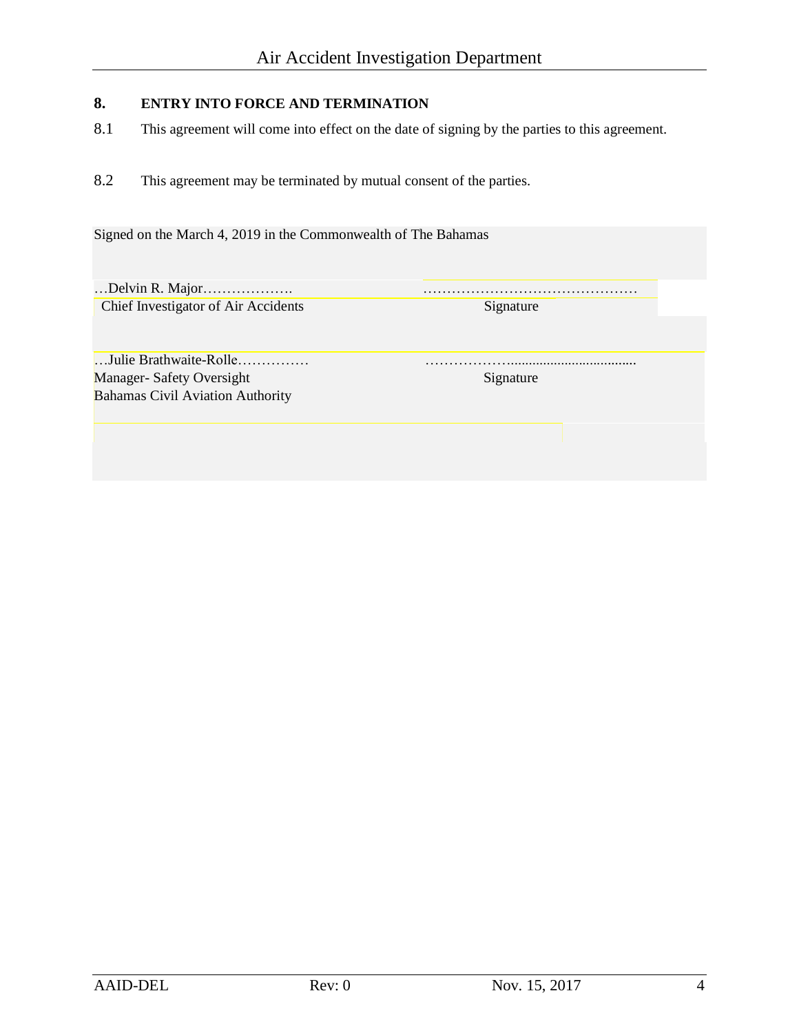## 8. ENTRY INTO FORCE AND TERMINATION

8.1 This agreement will come into effect on the date of signing by the parties to this agreement.

8.2 This agreement may be terminated by mutual consent of the parties.

Signed on the March 4, 2019 in the Commonwealth of The Bahamas

| | |
|---|---|
| …Delvin R. Major………………. | ……………………………………… |
| Chief Investigator of Air Accidents | Signature |
| …Julie Brathwaite-Rolle…………… | ………………................................... |
| Manager- Safety Oversight<br>Bahamas Civil Aviation Authority | Signature |